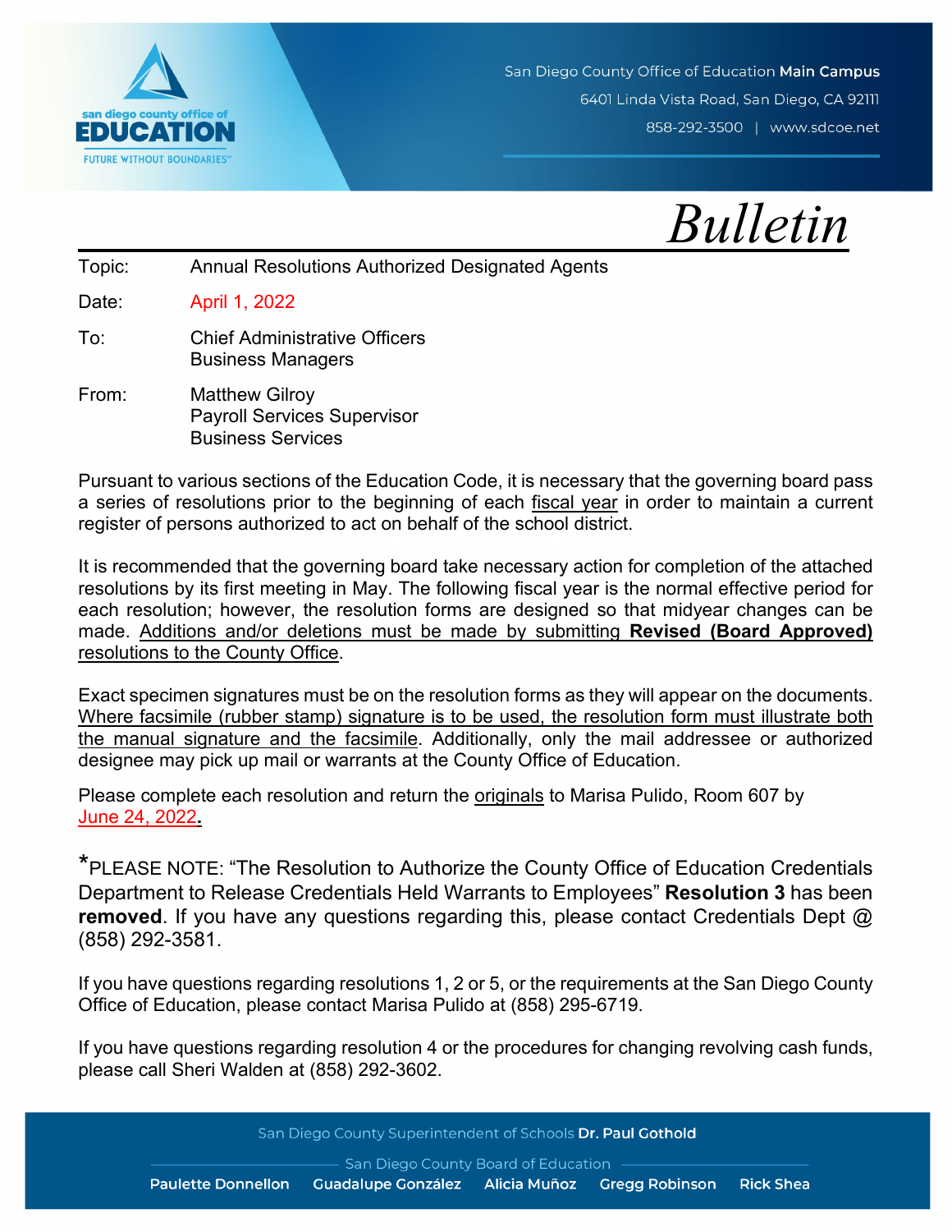San Diego County Office of Education **Main Campus**
6401 Linda Vista Road, San Diego, CA 92111
858-292-3500 | www.sdcoe.net

# *Bulletin*

Topic: Annual Resolutions Authorized Designated Agents

Date: April 1, 2022

To: Chief Administrative Officers
Business Managers

From: Matthew Gilroy
Payroll Services Supervisor
Business Services

Pursuant to various sections of the Education Code, it is necessary that the governing board pass a series of resolutions prior to the beginning of each fiscal year in order to maintain a current register of persons authorized to act on behalf of the school district.

It is recommended that the governing board take necessary action for completion of the attached resolutions by its first meeting in May. The following fiscal year is the normal effective period for each resolution; however, the resolution forms are designed so that midyear changes can be made. Additions and/or deletions must be made by submitting **Revised (Board Approved)** resolutions to the County Office.

Exact specimen signatures must be on the resolution forms as they will appear on the documents. Where facsimile (rubber stamp) signature is to be used, the resolution form must illustrate both the manual signature and the facsimile. Additionally, only the mail addressee or authorized designee may pick up mail or warrants at the County Office of Education.

Please complete each resolution and return the originals to Marisa Pulido, Room 607 by June 24, 2022**.**

*PLEASE NOTE: "The Resolution to Authorize the County Office of Education Credentials Department to Release Credentials Held Warrants to Employees" **Resolution 3** has been **removed**. If you have any questions regarding this, please contact Credentials Dept @ (858) 292-3581.

If you have questions regarding resolutions 1, 2 or 5, or the requirements at the San Diego County Office of Education, please contact Marisa Pulido at (858) 295-6719.

If you have questions regarding resolution 4 or the procedures for changing revolving cash funds, please call Sheri Walden at (858) 292-3602.

San Diego County Superintendent of Schools **Dr. Paul Gothold**

San Diego County Board of Education
**Paulette Donnellon  Guadalupe González  Alicia Muñoz  Gregg Robinson  Rick Shea**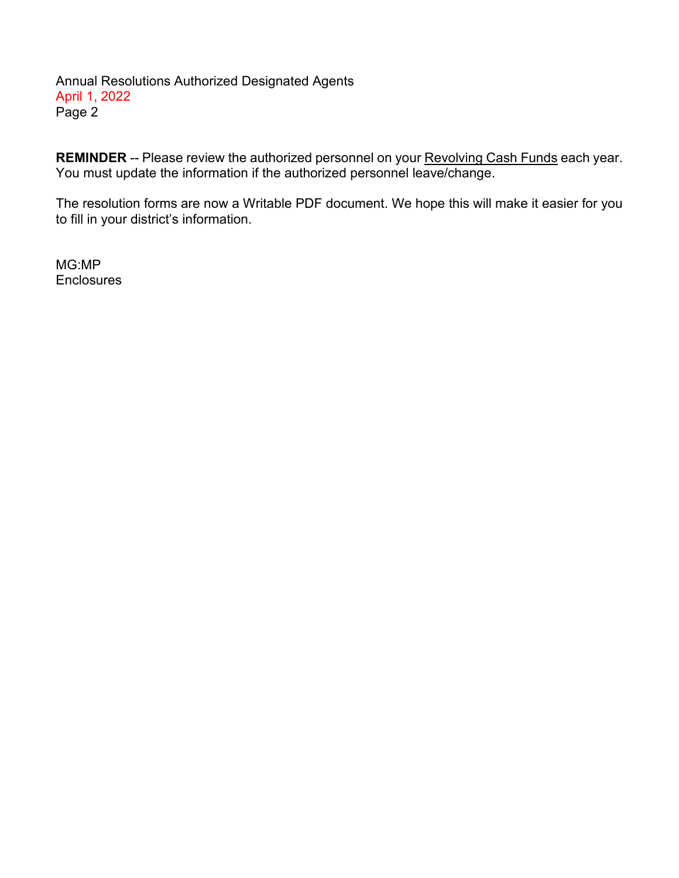**REMINDER** -- Please review the authorized personnel on your Revolving Cash Funds each year. You must update the information if the authorized personnel leave/change.

The resolution forms are now a Writable PDF document. We hope this will make it easier for you to fill in your district's information.

MG:MP
Enclosures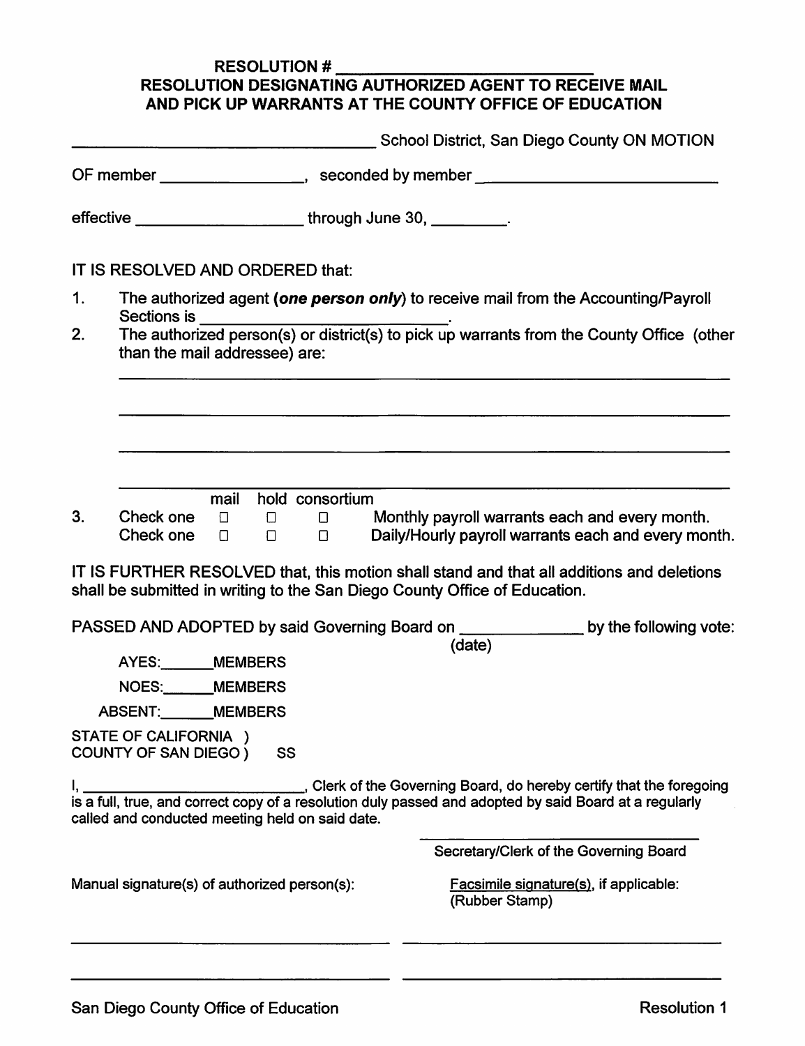**RESOLUTION # ____________________________**

**RESOLUTION DESIGNATING AUTHORIZED AGENT TO RECEIVE MAIL AND PICK UP WARRANTS AT THE COUNTY OFFICE OF EDUCATION**

______________________________ School District, San Diego County ON MOTION

OF member ________________, seconded by member __________________________

effective __________________ through June 30, _________.

IT IS RESOLVED AND ORDERED that:

1. The authorized agent (***one person only***) to receive mail from the Accounting/Payroll Sections is ___________________________.
2. The authorized person(s) or district(s) to pick up warrants from the County Office (other than the mail addressee) are:

   ______________________________________________________________________

   ______________________________________________________________________

   ______________________________________________________________________

   ______________________________________________________________________

3. 

| | mail | hold | consortium | |
|---|---|---|---|---|
| Check one | ☐ | ☐ | ☐ | Monthly payroll warrants each and every month. |
| Check one | ☐ | ☐ | ☐ | Daily/Hourly payroll warrants each and every month. |

IT IS FURTHER RESOLVED that, this motion shall stand and that all additions and deletions shall be submitted in writing to the San Diego County Office of Education.

PASSED AND ADOPTED by said Governing Board on _____________ (date) by the following vote:

AYES:______MEMBERS

NOES:______MEMBERS

ABSENT:______MEMBERS

STATE OF CALIFORNIA )
COUNTY OF SAN DIEGO ) SS

I, ___________________________, Clerk of the Governing Board, do hereby certify that the foregoing is a full, true, and correct copy of a resolution duly passed and adopted by said Board at a regularly called and conducted meeting held on said date.

______________________________
Secretary/Clerk of the Governing Board

Manual signature(s) of authorized person(s):

______________________________

______________________________

Facsimile signature(s), if applicable:
(Rubber Stamp)

______________________________

______________________________

San Diego County Office of Education — Resolution 1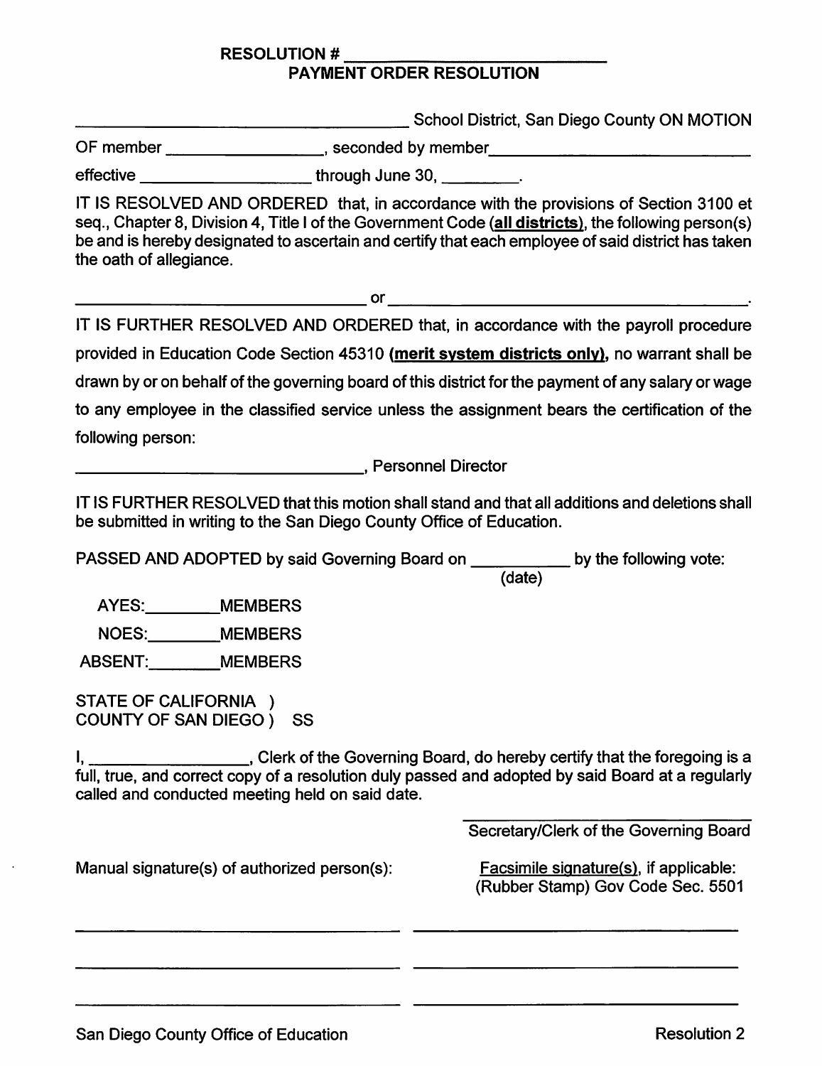**RESOLUTION # ____________________________**

**PAYMENT ORDER RESOLUTION**

________________________________________ School District, San Diego County ON MOTION

OF member ________________, seconded by member ____________________________

effective __________________ through June 30, ________.

IT IS RESOLVED AND ORDERED that, in accordance with the provisions of Section 3100 et seq., Chapter 8, Division 4, Title I of the Government Code (**<u>all districts</u>**), the following person(s) be and is hereby designated to ascertain and certify that each employee of said district has taken the oath of allegiance.

________________________________ or ________________________________________.

IT IS FURTHER RESOLVED AND ORDERED that, in accordance with the payroll procedure provided in Education Code Section 45310 **<u>(merit system districts only)</u>**, no warrant shall be drawn by or on behalf of the governing board of this district for the payment of any salary or wage to any employee in the classified service unless the assignment bears the certification of the following person:

________________________________, Personnel Director

IT IS FURTHER RESOLVED that this motion shall stand and that all additions and deletions shall be submitted in writing to the San Diego County Office of Education.

PASSED AND ADOPTED by said Governing Board on __________ (date) by the following vote:

AYES:________MEMBERS

NOES:________MEMBERS

ABSENT:________MEMBERS

STATE OF CALIFORNIA )
COUNTY OF SAN DIEGO ) SS

I, ________________, Clerk of the Governing Board, do hereby certify that the foregoing is a full, true, and correct copy of a resolution duly passed and adopted by said Board at a regularly called and conducted meeting held on said date.

______________________________
Secretary/Clerk of the Governing Board

| Manual signature(s) of authorized person(s): | <u>Facsimile signature(s)</u>, if applicable: (Rubber Stamp) Gov Code Sec. 5501 |
| --- | --- |
| ________________________________ | ________________________________ |
| ________________________________ | ________________________________ |
| ________________________________ | ________________________________ |

San Diego County Office of Education — Resolution 2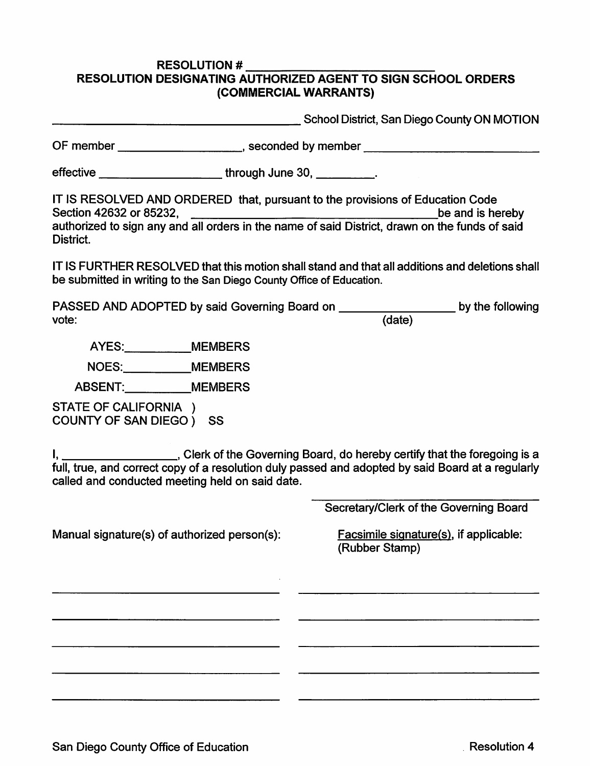## RESOLUTION # ____________________________

## RESOLUTION DESIGNATING AUTHORIZED AGENT TO SIGN SCHOOL ORDERS (COMMERCIAL WARRANTS)

______________________________________ School District, San Diego County ON MOTION

OF member __________________, seconded by member __________________________

effective __________________ through June 30, _________.

IT IS RESOLVED AND ORDERED that, pursuant to the provisions of Education Code Section 42632 or 85232, ______________________________________ be and is hereby authorized to sign any and all orders in the name of said District, drawn on the funds of said District.

IT IS FURTHER RESOLVED that this motion shall stand and that all additions and deletions shall be submitted in writing to the San Diego County Office of Education.

PASSED AND ADOPTED by said Governing Board on __________________ by the following vote: (date)

AYES: __________ MEMBERS

NOES: __________ MEMBERS

ABSENT: __________ MEMBERS

STATE OF CALIFORNIA )
COUNTY OF SAN DIEGO ) SS

I, _________________, Clerk of the Governing Board, do hereby certify that the foregoing is a full, true, and correct copy of a resolution duly passed and adopted by said Board at a regularly called and conducted meeting held on said date.

____________________________________
Secretary/Clerk of the Governing Board

| Manual signature(s) of authorized person(s): | Facsimile signature(s), if applicable: (Rubber Stamp) |
| --- | --- |
| ________________________________ | ________________________________ |
| ________________________________ | ________________________________ |
| ________________________________ | ________________________________ |
| ________________________________ | ________________________________ |
| ________________________________ | ________________________________ |

San Diego County Office of Education    Resolution 4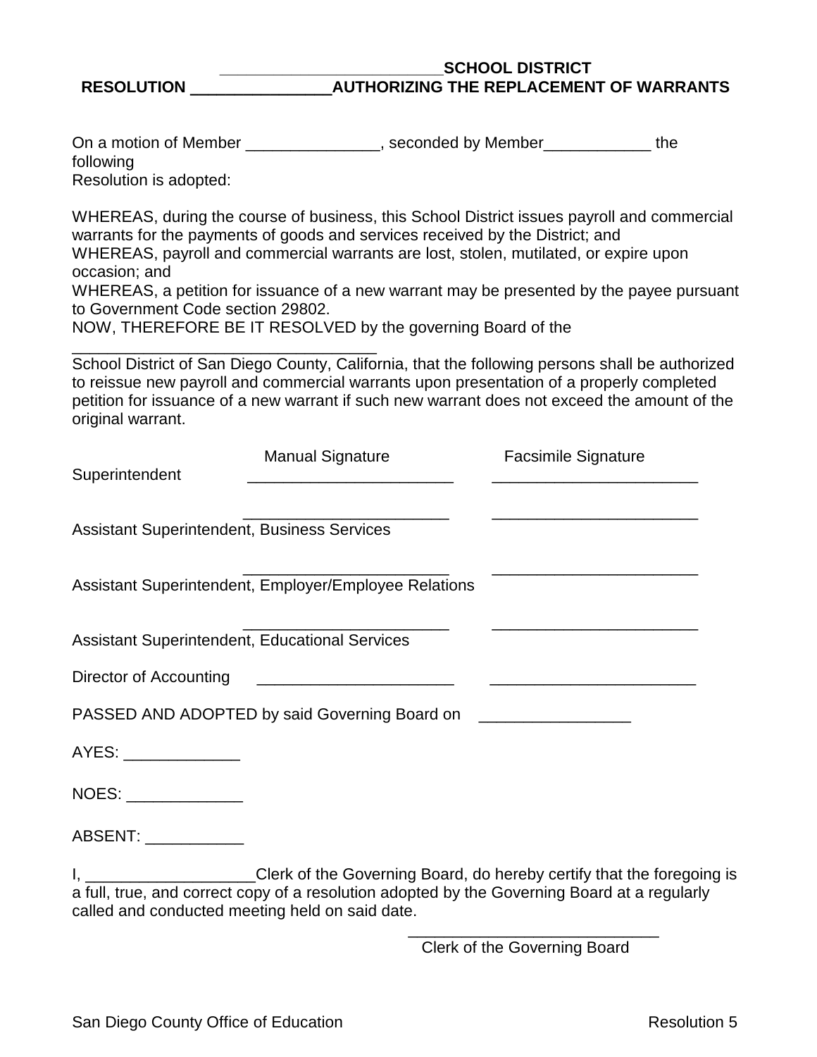**\_\_\_\_\_\_\_\_\_\_\_\_\_\_\_\_\_\_\_\_\_\_\_\_\_SCHOOL DISTRICT**
**RESOLUTION \_\_\_\_\_\_\_\_\_\_\_\_\_\_\_\_AUTHORIZING THE REPLACEMENT OF WARRANTS**

On a motion of Member \_\_\_\_\_\_\_\_\_\_\_\_\_\_\_, seconded by Member\_\_\_\_\_\_\_\_\_\_\_\_ the following
Resolution is adopted:

WHEREAS, during the course of business, this School District issues payroll and commercial warrants for the payments of goods and services received by the District; and
WHEREAS, payroll and commercial warrants are lost, stolen, mutilated, or expire upon occasion; and
WHEREAS, a petition for issuance of a new warrant may be presented by the payee pursuant to Government Code section 29802.
NOW, THEREFORE BE IT RESOLVED by the governing Board of the
\_\_\_\_\_\_\_\_\_\_\_\_\_\_\_\_\_\_\_\_\_\_\_\_\_\_\_\_\_\_\_\_\_\_\_
School District of San Diego County, California, that the following persons shall be authorized to reissue new payroll and commercial warrants upon presentation of a properly completed petition for issuance of a new warrant if such new warrant does not exceed the amount of the original warrant.

| | Manual Signature | Facsimile Signature |
|---|---|---|
| Superintendent | \_\_\_\_\_\_\_\_\_\_\_\_\_\_\_\_\_\_\_\_\_\_\_ | \_\_\_\_\_\_\_\_\_\_\_\_\_\_\_\_\_\_\_\_\_\_\_ |
| Assistant Superintendent, Business Services | \_\_\_\_\_\_\_\_\_\_\_\_\_\_\_\_\_\_\_\_\_\_\_ | \_\_\_\_\_\_\_\_\_\_\_\_\_\_\_\_\_\_\_\_\_\_\_ |
| Assistant Superintendent, Employer/Employee Relations | \_\_\_\_\_\_\_\_\_\_\_\_\_\_\_\_\_\_\_\_\_\_\_ | \_\_\_\_\_\_\_\_\_\_\_\_\_\_\_\_\_\_\_\_\_\_\_ |
| Assistant Superintendent, Educational Services | \_\_\_\_\_\_\_\_\_\_\_\_\_\_\_\_\_\_\_\_\_\_\_ | \_\_\_\_\_\_\_\_\_\_\_\_\_\_\_\_\_\_\_\_\_\_\_ |
| Director of Accounting | \_\_\_\_\_\_\_\_\_\_\_\_\_\_\_\_\_\_\_\_\_\_\_ | \_\_\_\_\_\_\_\_\_\_\_\_\_\_\_\_\_\_\_\_\_\_\_ |

PASSED AND ADOPTED by said Governing Board on \_\_\_\_\_\_\_\_\_\_\_\_\_\_\_\_\_

AYES: \_\_\_\_\_\_\_\_\_\_\_\_\_

NOES: \_\_\_\_\_\_\_\_\_\_\_\_\_

ABSENT: \_\_\_\_\_\_\_\_\_\_\_

I, \_\_\_\_\_\_\_\_\_\_\_\_\_\_\_\_\_\_\_Clerk of the Governing Board, do hereby certify that the foregoing is a full, true, and correct copy of a resolution adopted by the Governing Board at a regularly called and conducted meeting held on said date.

\_\_\_\_\_\_\_\_\_\_\_\_\_\_\_\_\_\_\_\_\_\_\_\_\_\_\_\_
Clerk of the Governing Board

San Diego County Office of Education Resolution 5